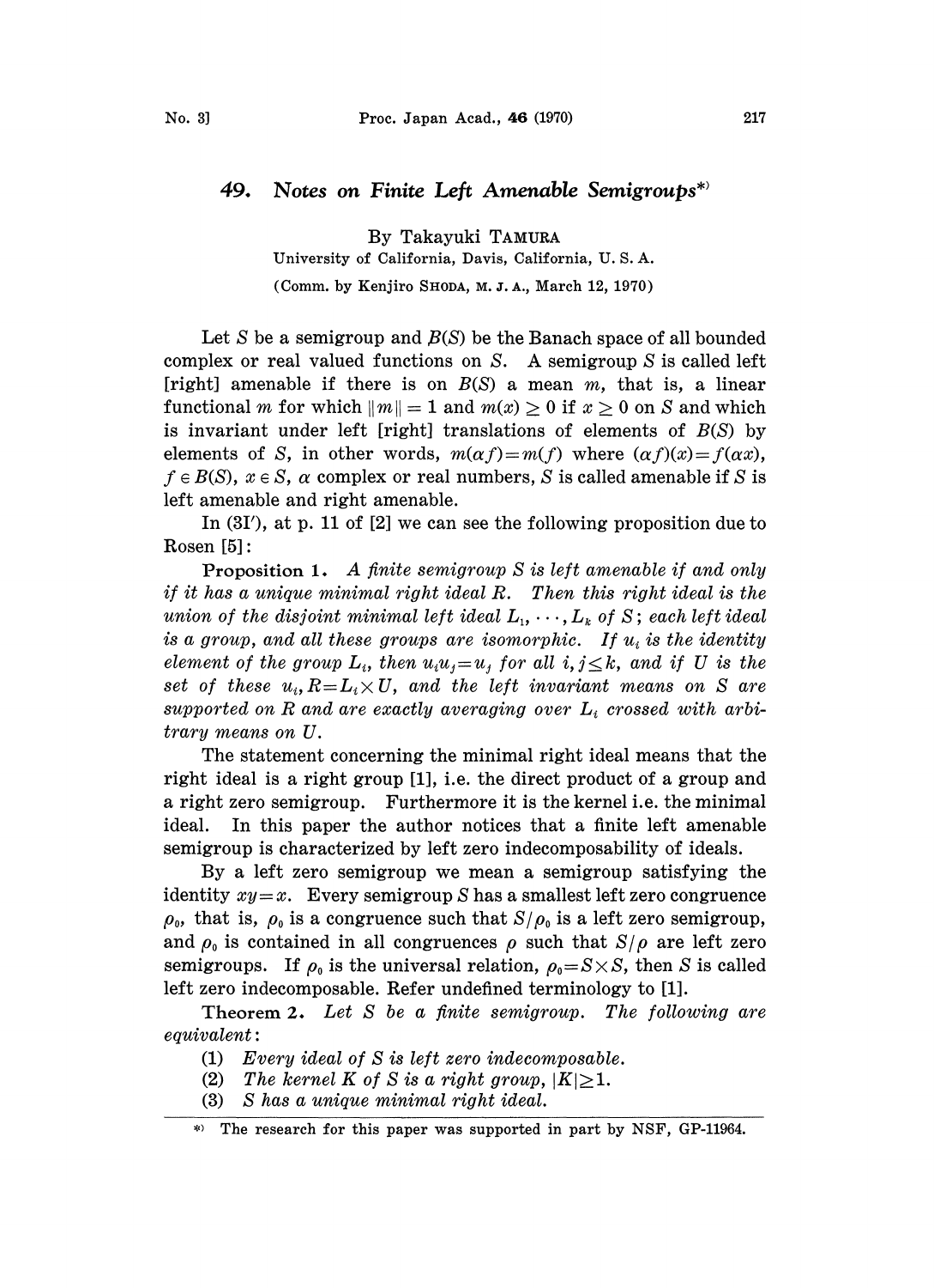# 49. Notes on Finite Left Amenable Semigroups[*)]

By Takayuki TAMURA

University of California, Davis, California, U. S. A.

(Comm. by Kenjiro SHODA, M. J. A., March 12, 1970)

Let $S$ be a semigroup and $B(S)$ be the Banach space of all bounded complex or real valued functions on $S$. A semigroup $S$ is called left [right] amenable if there is on $B(S)$ a mean $m$, that is, a linear functional $m$ for which $\|m\| = 1$ and $m(x) \geq 0$ if $x \geq 0$ on $S$ and which is invariant under left [right] translations of elements of $B(S)$ by elements of $S$, in other words, $m(\alpha f) = m(f)$ where $(\alpha f)(x) = f(\alpha x)$, $f \in B(S)$, $x \in S$, $\alpha$ complex or real numbers, $S$ is called amenable if $S$ is left amenable and right amenable.

In (3I′), at p. 11 of [2] we can see the following proposition due to Rosen [5]:

**Proposition 1.** *A finite semigroup $S$ is left amenable if and only if it has a unique minimal right ideal $R$. Then this right ideal is the union of the disjoint minimal left ideal $L_1, \cdots, L_k$ of $S$; each left ideal is a group, and all these groups are isomorphic. If $u_i$ is the identity element of the group $L_i$, then $u_i u_j = u_j$ for all $i, j \leq k$, and if $U$ is the set of these $u_i$, $R = L_i \times U$, and the left invariant means on $S$ are supported on $R$ and are exactly averaging over $L_i$ crossed with arbitrary means on $U$.*

The statement concerning the minimal right ideal means that the right ideal is a right group [1], i.e. the direct product of a group and a right zero semigroup. Furthermore it is the kernel i.e. the minimal ideal. In this paper the author notices that a finite left amenable semigroup is characterized by left zero indecomposability of ideals.

By a left zero semigroup we mean a semigroup satisfying the identity $xy = x$. Every semigroup $S$ has a smallest left zero congruence $\rho_0$, that is, $\rho_0$ is a congruence such that $S/\rho_0$ is a left zero semigroup, and $\rho_0$ is contained in all congruences $\rho$ such that $S/\rho$ are left zero semigroups. If $\rho_0$ is the universal relation, $\rho_0 = S \times S$, then $S$ is called left zero indecomposable. Refer undefined terminology to [1].

**Theorem 2.** *Let $S$ be a finite semigroup. The following are equivalent:*

(1) *Every ideal of $S$ is left zero indecomposable.*

(2) *The kernel $K$ of $S$ is a right group, $|K| \geq 1$.*

(3) *$S$ has a unique minimal right ideal.*

---

*) The research for this paper was supported in part by NSF, GP-11964.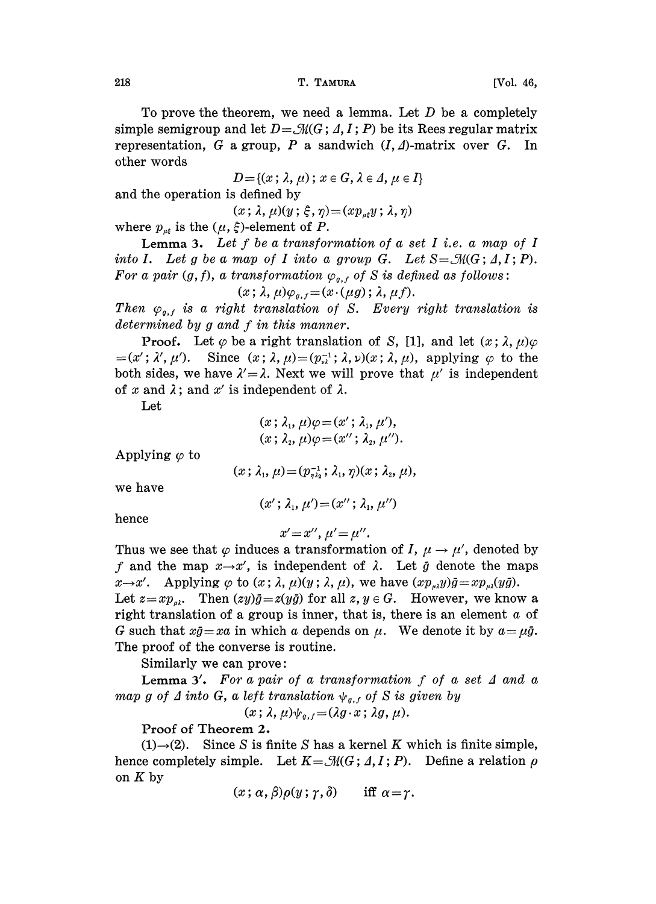To prove the theorem, we need a lemma. Let $D$ be a completely simple semigroup and let $D=\mathcal{M}(G;\Delta,I;P)$ be its Rees regular matrix representation, $G$ a group, $P$ a sandwich $(I,\Delta)$-matrix over $G$. In other words

$$D=\{(x;\lambda,\mu);x\in G,\lambda\in\Delta,\mu\in I\}$$

and the operation is defined by

$$(x;\lambda,\mu)(y;\xi,\eta)=(xp_{\mu\xi}y;\lambda,\eta)$$

where $p_{\mu\xi}$ is the $(\mu,\xi)$-element of $P$.

**Lemma 3.** *Let $f$ be a transformation of a set $I$ i.e. a map of $I$ into $I$. Let $g$ be a map of $I$ into a group $G$. Let $S=\mathcal{M}(G;\Delta,I;P)$. For a pair $(g,f)$, a transformation $\varphi_{g,f}$ of $S$ is defined as follows:*

$$(x;\lambda,\mu)\varphi_{g,f}=(x\cdot(\mu g);\lambda,\mu f).$$

*Then $\varphi_{g,f}$ is a right translation of $S$. Every right translation is determined by $g$ and $f$ in this manner.*

**Proof.** Let $\varphi$ be a right translation of $S$, [1], and let $(x;\lambda,\mu)\varphi=(x';\lambda',\mu')$. Since $(x;\lambda,\mu)=(p_{\nu\lambda}^{-1};\lambda,\nu)(x;\lambda,\mu)$, applying $\varphi$ to the both sides, we have $\lambda'=\lambda$. Next we will prove that $\mu'$ is independent of $x$ and $\lambda$; and $x'$ is independent of $\lambda$.

Let

$$(x;\lambda_1,\mu)\varphi=(x';\lambda_1,\mu'),$$
$$(x;\lambda_2,\mu)\varphi=(x'';\lambda_2,\mu'').$$

Applying $\varphi$ to

$$(x;\lambda_1,\mu)=(p_{\eta\lambda_2}^{-1};\lambda_1,\eta)(x;\lambda_2,\mu),$$

we have

$$(x';\lambda_1,\mu')=(x'';\lambda_1,\mu'')$$

hence

$$x'=x'',\ \mu'=\mu''.$$

Thus we see that $\varphi$ induces a transformation of $I$, $\mu\to\mu'$, denoted by $f$ and the map $x\to x'$, is independent of $\lambda$. Let $\bar{g}$ denote the maps $x\to x'$. Applying $\varphi$ to $(x;\lambda,\mu)(y;\lambda,\mu)$, we have $(xp_{\mu\lambda}y)\bar{g}=xp_{\mu\lambda}(y\bar{g})$. Let $z=xp_{\mu\lambda}$. Then $(zy)\bar{g}=z(y\bar{g})$ for all $z,y\in G$. However, we know a right translation of a group is inner, that is, there is an element $a$ of $G$ such that $x\bar{g}=xa$ in which $a$ depends on $\mu$. We denote it by $a=\mu\bar{g}$. The proof of the converse is routine.

Similarly we can prove:

**Lemma 3'.** *For a pair of a transformation $f$ of a set $\Delta$ and a map $g$ of $\Delta$ into $G$, a left translation $\psi_{g,f}$ of $S$ is given by*

$$(x;\lambda,\mu)\psi_{g,f}=(\lambda g\cdot x;\lambda g,\mu).$$

**Proof of Theorem 2.**

(1)→(2). Since $S$ is finite $S$ has a kernel $K$ which is finite simple, hence completely simple. Let $K=\mathcal{M}(G;\Delta,I;P)$. Define a relation $\rho$ on $K$ by

$$(x;\alpha,\beta)\rho(y;\gamma,\delta)\qquad\text{iff } \alpha=\gamma.$$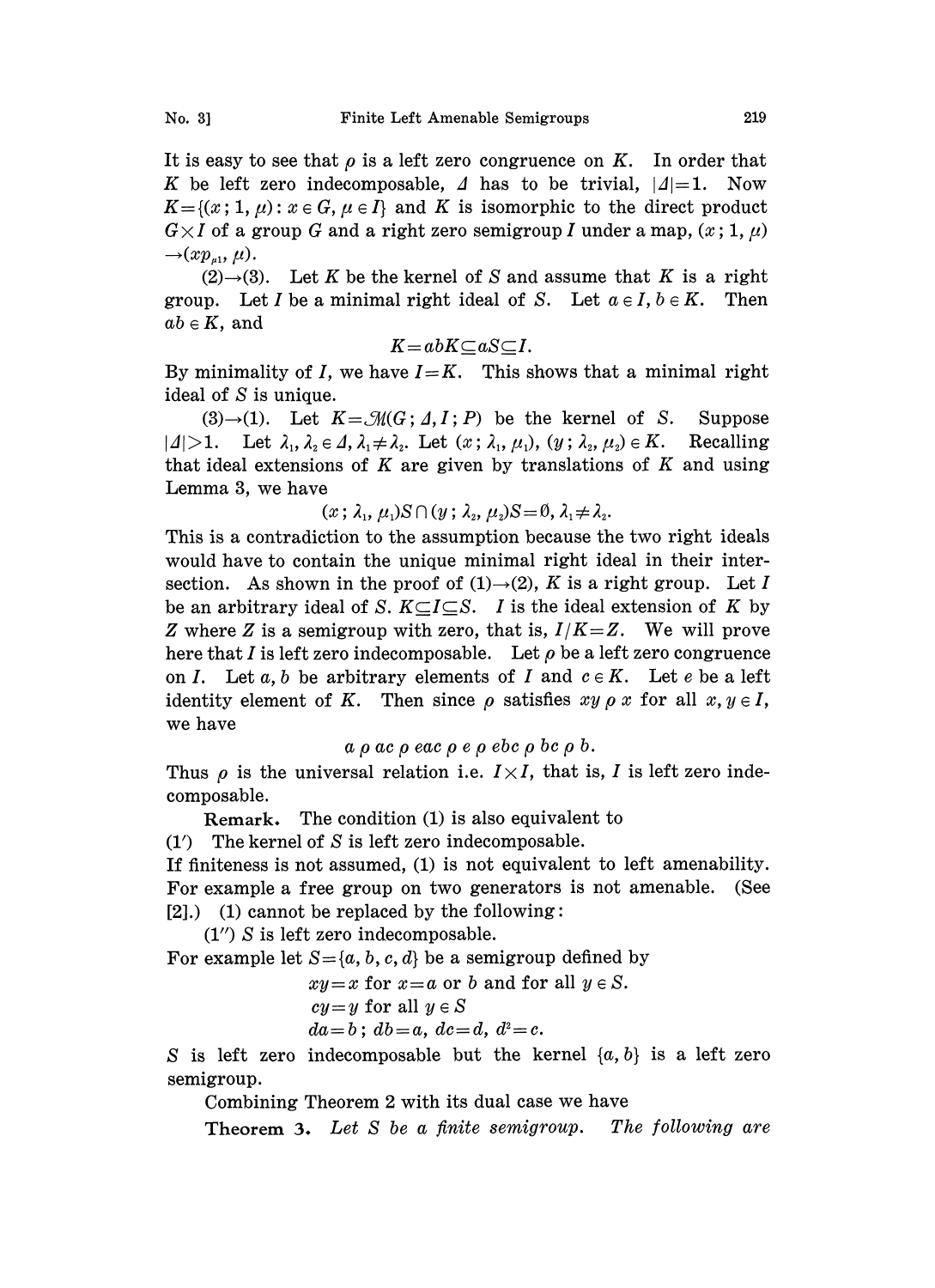It is easy to see that $\rho$ is a left zero congruence on $K$. In order that $K$ be left zero indecomposable, $\Delta$ has to be trivial, $|\Delta|=1$. Now $K=\{(x\,;1,\mu): x\in G, \mu\in I\}$ and $K$ is isomorphic to the direct product $G\times I$ of a group $G$ and a right zero semigroup $I$ under a map, $(x\,;1,\mu)\to(xp_{\mu 1},\mu)$.

(2)→(3). Let $K$ be the kernel of $S$ and assume that $K$ is a right group. Let $I$ be a minimal right ideal of $S$. Let $a\in I, b\in K$. Then $ab\in K$, and

$$K=abK\subseteq aS\subseteq I.$$

By minimality of $I$, we have $I=K$. This shows that a minimal right ideal of $S$ is unique.

(3)→(1). Let $K=\mathcal{M}(G\,;\Delta,I\,;P)$ be the kernel of $S$. Suppose $|\Delta|>1$. Let $\lambda_1,\lambda_2\in\Delta, \lambda_1\neq\lambda_2$. Let $(x\,;\lambda_1,\mu_1), (y\,;\lambda_2,\mu_2)\in K$. Recalling that ideal extensions of $K$ are given by translations of $K$ and using Lemma 3, we have

$$(x\,;\lambda_1,\mu_1)S\cap(y\,;\lambda_2,\mu_2)S=\emptyset, \lambda_1\neq\lambda_2.$$

This is a contradiction to the assumption because the two right ideals would have to contain the unique minimal right ideal in their intersection. As shown in the proof of (1)→(2), $K$ is a right group. Let $I$ be an arbitrary ideal of $S$. $K\subseteq I\subseteq S$. $I$ is the ideal extension of $K$ by $Z$ where $Z$ is a semigroup with zero, that is, $I/K=Z$. We will prove here that $I$ is left zero indecomposable. Let $\rho$ be a left zero congruence on $I$. Let $a,b$ be arbitrary elements of $I$ and $c\in K$. Let $e$ be a left identity element of $K$. Then since $\rho$ satisfies $xy\,\rho\,x$ for all $x,y\in I$, we have

$$a\,\rho\,ac\,\rho\,eac\,\rho\,e\,\rho\,ebc\,\rho\,bc\,\rho\,b.$$

Thus $\rho$ is the universal relation i.e. $I\times I$, that is, $I$ is left zero indecomposable.

**Remark.** The condition (1) is also equivalent to

(1′) The kernel of $S$ is left zero indecomposable.

If finiteness is not assumed, (1) is not equivalent to left amenability. For example a free group on two generators is not amenable. (See [2].) (1) cannot be replaced by the following:

(1″) $S$ is left zero indecomposable.

For example let $S=\{a,b,c,d\}$ be a semigroup defined by

$xy=x$ for $x=a$ or $b$ and for all $y\in S$.

$cy=y$ for all $y\in S$

$da=b\,;\ db=a,\ dc=d,\ d^2=c.$

$S$ is left zero indecomposable but the kernel $\{a,b\}$ is a left zero semigroup.

Combining Theorem 2 with its dual case we have

**Theorem 3.** *Let $S$ be a finite semigroup. The following are*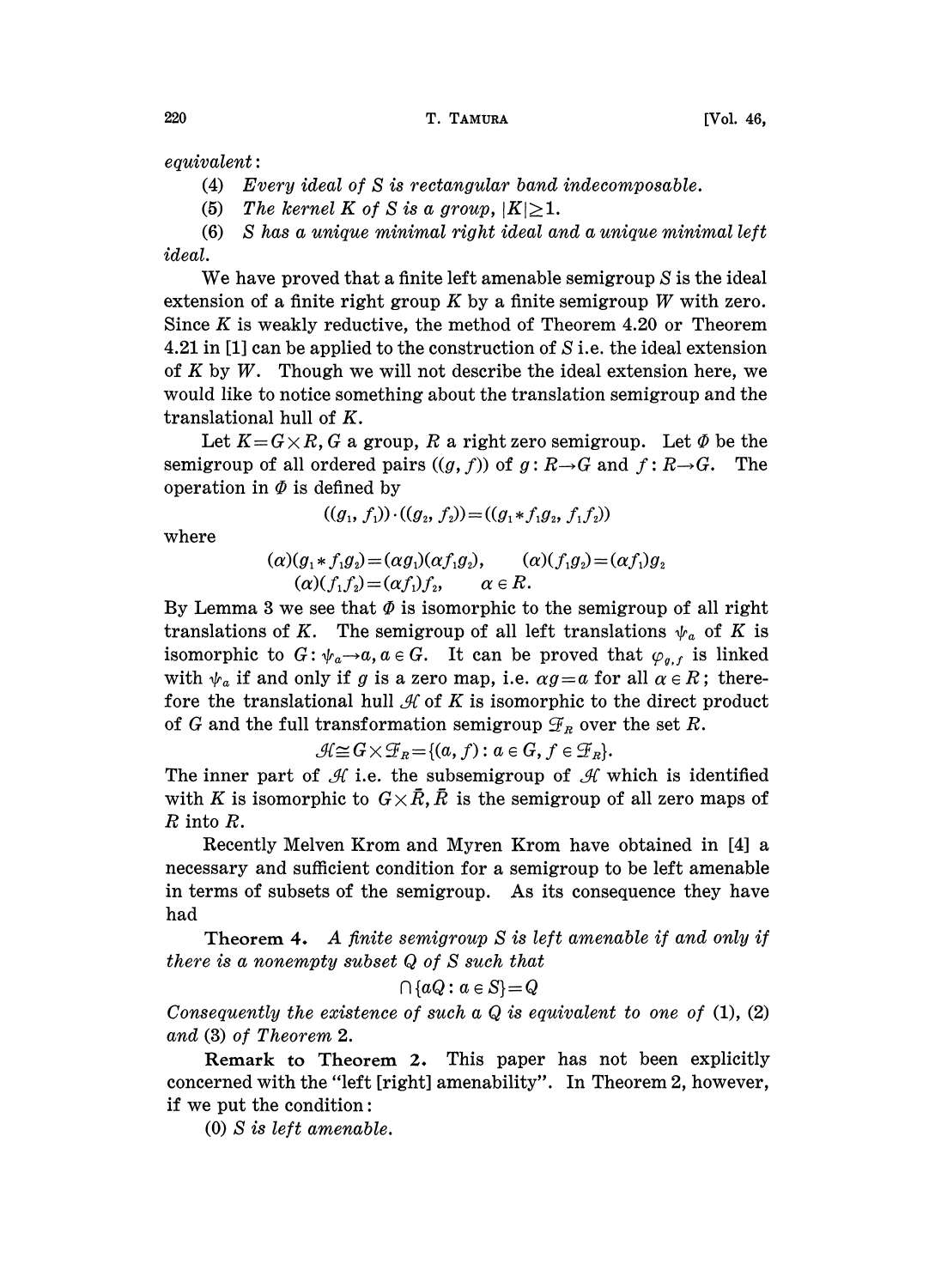*equivalent*:

(4) *Every ideal of $S$ is rectangular band indecomposable.*

(5) *The kernel $K$ of $S$ is a group, $|K| \geq 1$.*

(6) *$S$ has a unique minimal right ideal and a unique minimal left ideal.*

We have proved that a finite left amenable semigroup $S$ is the ideal extension of a finite right group $K$ by a finite semigroup $W$ with zero. Since $K$ is weakly reductive, the method of Theorem 4.20 or Theorem 4.21 in [1] can be applied to the construction of $S$ i.e. the ideal extension of $K$ by $W$. Though we will not describe the ideal extension here, we would like to notice something about the translation semigroup and the translational hull of $K$.

Let $K = G \times R$, $G$ a group, $R$ a right zero semigroup. Let $\Phi$ be the semigroup of all ordered pairs $((g, f))$ of $g: R \to G$ and $f: R \to G$. The operation in $\Phi$ is defined by

$$((g_1, f_1)) \cdot ((g_2, f_2)) = ((g_1 * f_1 g_2, f_1 f_2))$$

where

$$(\alpha)(g_1 * f_1 g_2) = (\alpha g_1)(\alpha f_1 g_2), \qquad (\alpha)(f_1 g_2) = (\alpha f_1) g_2$$
$$(\alpha)(f_1 f_2) = (\alpha f_1) f_2, \qquad \alpha \in R.$$

By Lemma 3 we see that $\Phi$ is isomorphic to the semigroup of all right translations of $K$. The semigroup of all left translations $\psi_a$ of $K$ is isomorphic to $G: \psi_a \to a, a \in G$. It can be proved that $\varphi_{g,f}$ is linked with $\psi_a$ if and only if $g$ is a zero map, i.e. $\alpha g = a$ for all $\alpha \in R$; therefore the translational hull $\mathcal{H}$ of $K$ is isomorphic to the direct product of $G$ and the full transformation semigroup $\mathcal{F}_R$ over the set $R$.

$$\mathcal{H} \cong G \times \mathcal{F}_R = \{(a, f): a \in G, f \in \mathcal{F}_R\}.$$

The inner part of $\mathcal{H}$ i.e. the subsemigroup of $\mathcal{H}$ which is identified with $K$ is isomorphic to $G \times \bar{R}$, $\bar{R}$ is the semigroup of all zero maps of $R$ into $R$.

Recently Melven Krom and Myren Krom have obtained in [4] a necessary and sufficient condition for a semigroup to be left amenable in terms of subsets of the semigroup. As its consequence they have had

**Theorem 4.** *A finite semigroup $S$ is left amenable if and only if there is a nonempty subset $Q$ of $S$ such that*

$$\cap \{aQ : a \in S\} = Q$$

*Consequently the existence of such a $Q$ is equivalent to one of* (1), (2) *and* (3) *of Theorem* 2.

**Remark to Theorem 2.** This paper has not been explicitly concerned with the "left [right] amenability". In Theorem 2, however, if we put the condition:

(0) *$S$ is left amenable.*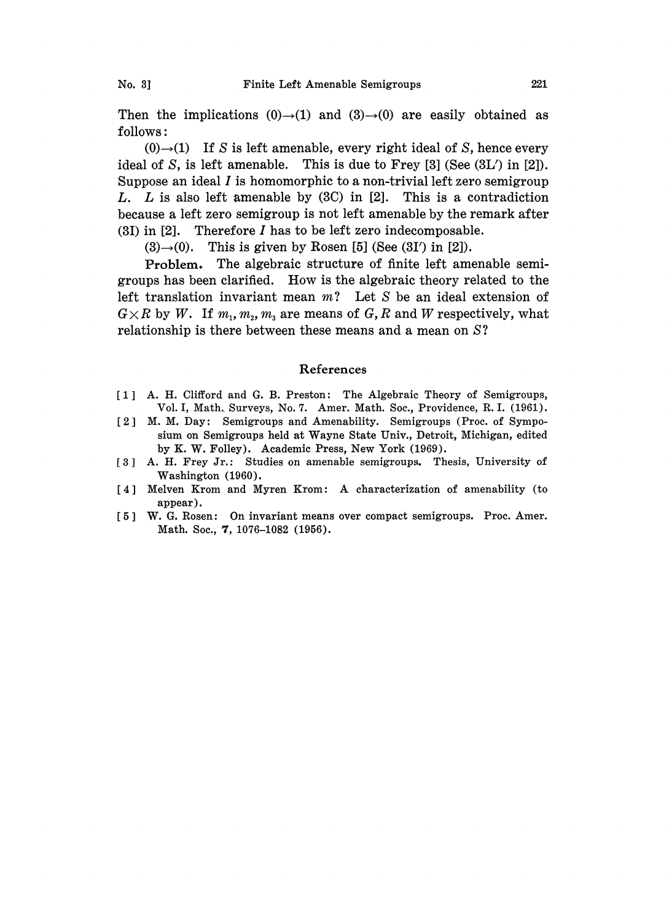Then the implications $(0)\rightarrow(1)$ and $(3)\rightarrow(0)$ are easily obtained as follows:

$(0)\rightarrow(1)$ If $S$ is left amenable, every right ideal of $S$, hence every ideal of $S$, is left amenable. This is due to Frey [3] (See (3L′) in [2]). Suppose an ideal $I$ is homomorphic to a non-trivial left zero semigroup $L$. $L$ is also left amenable by (3C) in [2]. This is a contradiction because a left zero semigroup is not left amenable by the remark after (3I) in [2]. Therefore $I$ has to be left zero indecomposable.

$(3)\rightarrow(0)$. This is given by Rosen [5] (See (3I′) in [2]).

**Problem.** The algebraic structure of finite left amenable semigroups has been clarified. How is the algebraic theory related to the left translation invariant mean $m$? Let $S$ be an ideal extension of $G\times R$ by $W$. If $m_1, m_2, m_3$ are means of $G, R$ and $W$ respectively, what relationship is there between these means and a mean on $S$?

## References

[1] A. H. Clifford and G. B. Preston: The Algebraic Theory of Semigroups, Vol. I, Math. Surveys, No. 7. Amer. Math. Soc., Providence, R. I. (1961).

[2] M. M. Day: Semigroups and Amenability. Semigroups (Proc. of Symposium on Semigroups held at Wayne State Univ., Detroit, Michigan, edited by K. W. Folley). Academic Press, New York (1969).

[3] A. H. Frey Jr.: Studies on amenable semigroups. Thesis, University of Washington (1960).

[4] Melven Krom and Myren Krom: A characterization of amenability (to appear).

[5] W. G. Rosen: On invariant means over compact semigroups. Proc. Amer. Math. Soc., **7**, 1076–1082 (1956).